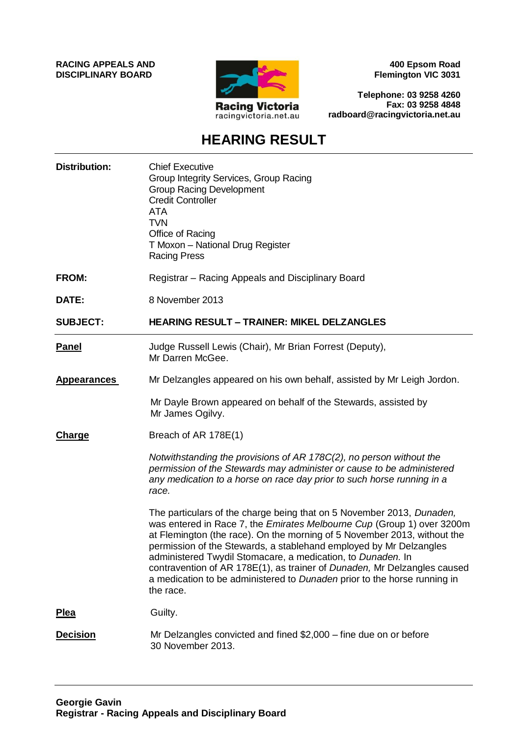**RACING APPEALS AND DISCIPLINARY BOARD**

Racing Victoria
racingvictoria.net.au

**400 Epsom Road**
**Flemington VIC 3031**

**Telephone: 03 9258 4260**
**Fax: 03 9258 4848**
**radboard@racingvictoria.net.au**

# HEARING RESULT

**Distribution:** Chief Executive
Group Integrity Services, Group Racing
Group Racing Development
Credit Controller
ATA
TVN
Office of Racing
T Moxon – National Drug Register
Racing Press

**FROM:** Registrar – Racing Appeals and Disciplinary Board

**DATE:** 8 November 2013

**SUBJECT:** **HEARING RESULT – TRAINER: MIKEL DELZANGLES**

---

**Panel** Judge Russell Lewis (Chair), Mr Brian Forrest (Deputy), Mr Darren McGee.

**Appearances** Mr Delzangles appeared on his own behalf, assisted by Mr Leigh Jordon.

Mr Dayle Brown appeared on behalf of the Stewards, assisted by Mr James Ogilvy.

**Charge** Breach of AR 178E(1)

*Notwithstanding the provisions of AR 178C(2), no person without the permission of the Stewards may administer or cause to be administered any medication to a horse on race day prior to such horse running in a race.*

The particulars of the charge being that on 5 November 2013, *Dunaden,* was entered in Race 7, the *Emirates Melbourne Cup* (Group 1) over 3200m at Flemington (the race). On the morning of 5 November 2013, without the permission of the Stewards, a stablehand employed by Mr Delzangles administered Twydil Stomacare, a medication, to *Dunaden.* In contravention of AR 178E(1), as trainer of *Dunaden,* Mr Delzangles caused a medication to be administered to *Dunaden* prior to the horse running in the race.

**Plea** Guilty.

**Decision** Mr Delzangles convicted and fined $2,000 – fine due on or before 30 November 2013.

---

**Georgie Gavin**
**Registrar - Racing Appeals and Disciplinary Board**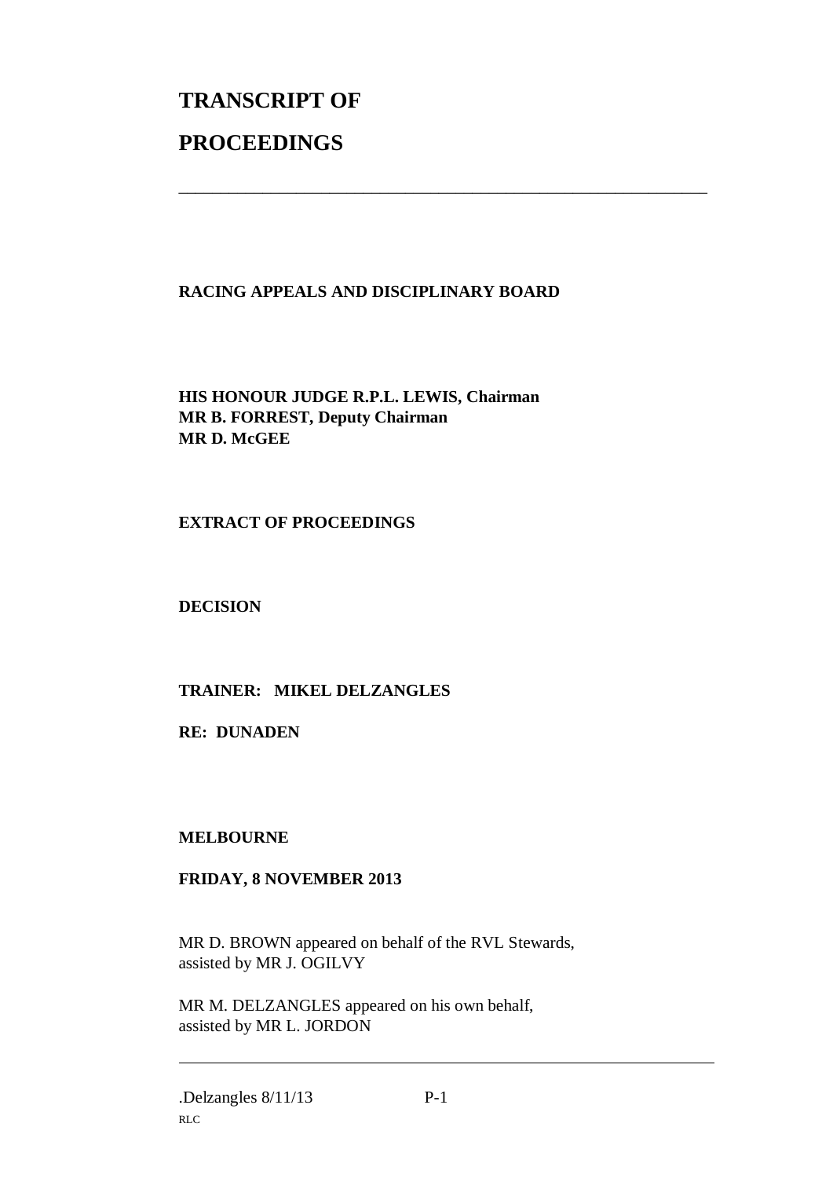# TRANSCRIPT OF

# PROCEEDINGS

---

**RACING APPEALS AND DISCIPLINARY BOARD**

**HIS HONOUR JUDGE R.P.L. LEWIS, Chairman**
**MR B. FORREST, Deputy Chairman**
**MR D. McGEE**

**EXTRACT OF PROCEEDINGS**

**DECISION**

**TRAINER: MIKEL DELZANGLES**

**RE: DUNADEN**

**MELBOURNE**

**FRIDAY, 8 NOVEMBER 2013**

MR D. BROWN appeared on behalf of the RVL Stewards, assisted by MR J. OGILVY

MR M. DELZANGLES appeared on his own behalf, assisted by MR L. JORDON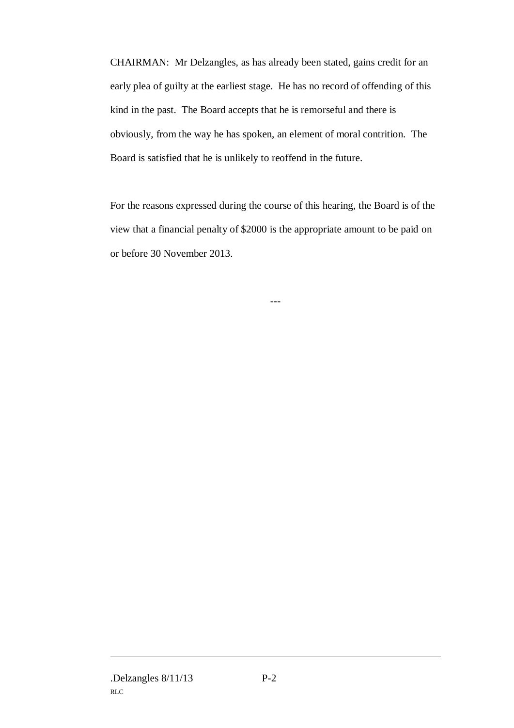CHAIRMAN: Mr Delzangles, as has already been stated, gains credit for an early plea of guilty at the earliest stage. He has no record of offending of this kind in the past. The Board accepts that he is remorseful and there is obviously, from the way he has spoken, an element of moral contrition. The Board is satisfied that he is unlikely to reoffend in the future.

For the reasons expressed during the course of this hearing, the Board is of the view that a financial penalty of $2000 is the appropriate amount to be paid on or before 30 November 2013.

---